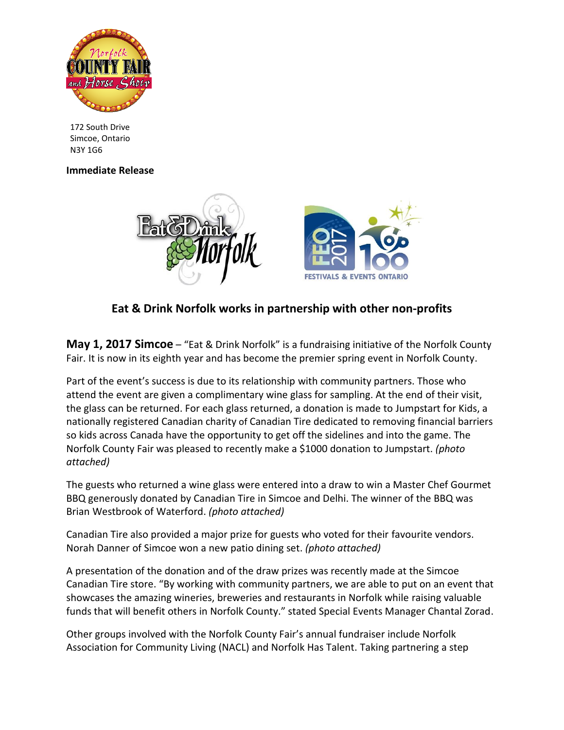172 South Drive
Simcoe, Ontario
N3Y 1G6

**Immediate Release**

## Eat & Drink Norfolk works in partnership with other non-profits

**May 1, 2017 Simcoe** – "Eat & Drink Norfolk" is a fundraising initiative of the Norfolk County Fair. It is now in its eighth year and has become the premier spring event in Norfolk County.

Part of the event's success is due to its relationship with community partners. Those who attend the event are given a complimentary wine glass for sampling. At the end of their visit, the glass can be returned. For each glass returned, a donation is made to Jumpstart for Kids, a nationally registered Canadian charity of Canadian Tire dedicated to removing financial barriers so kids across Canada have the opportunity to get off the sidelines and into the game. The Norfolk County Fair was pleased to recently make a $1000 donation to Jumpstart. *(photo attached)*

The guests who returned a wine glass were entered into a draw to win a Master Chef Gourmet BBQ generously donated by Canadian Tire in Simcoe and Delhi. The winner of the BBQ was Brian Westbrook of Waterford. *(photo attached)*

Canadian Tire also provided a major prize for guests who voted for their favourite vendors. Norah Danner of Simcoe won a new patio dining set. *(photo attached)*

A presentation of the donation and of the draw prizes was recently made at the Simcoe Canadian Tire store. "By working with community partners, we are able to put on an event that showcases the amazing wineries, breweries and restaurants in Norfolk while raising valuable funds that will benefit others in Norfolk County." stated Special Events Manager Chantal Zorad.

Other groups involved with the Norfolk County Fair's annual fundraiser include Norfolk Association for Community Living (NACL) and Norfolk Has Talent. Taking partnering a step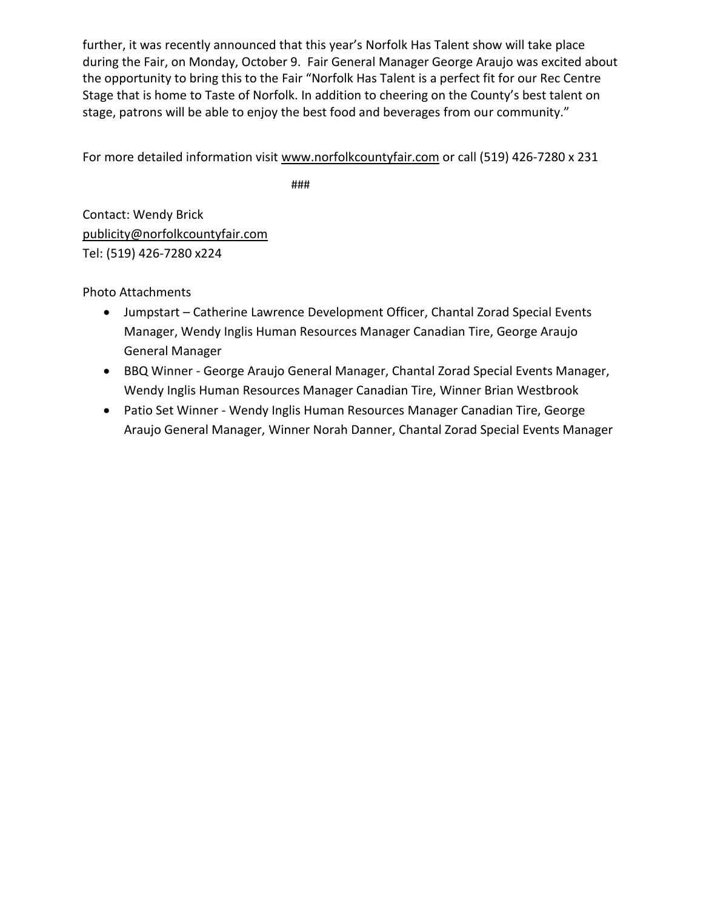further, it was recently announced that this year's Norfolk Has Talent show will take place during the Fair, on Monday, October 9. Fair General Manager George Araujo was excited about the opportunity to bring this to the Fair "Norfolk Has Talent is a perfect fit for our Rec Centre Stage that is home to Taste of Norfolk. In addition to cheering on the County's best talent on stage, patrons will be able to enjoy the best food and beverages from our community."

For more detailed information visit www.norfolkcountyfair.com or call (519) 426-7280 x 231

###

Contact: Wendy Brick
publicity@norfolkcountyfair.com
Tel: (519) 426-7280 x224

Photo Attachments

- Jumpstart – Catherine Lawrence Development Officer, Chantal Zorad Special Events Manager, Wendy Inglis Human Resources Manager Canadian Tire, George Araujo General Manager
- BBQ Winner - George Araujo General Manager, Chantal Zorad Special Events Manager, Wendy Inglis Human Resources Manager Canadian Tire, Winner Brian Westbrook
- Patio Set Winner - Wendy Inglis Human Resources Manager Canadian Tire, George Araujo General Manager, Winner Norah Danner, Chantal Zorad Special Events Manager